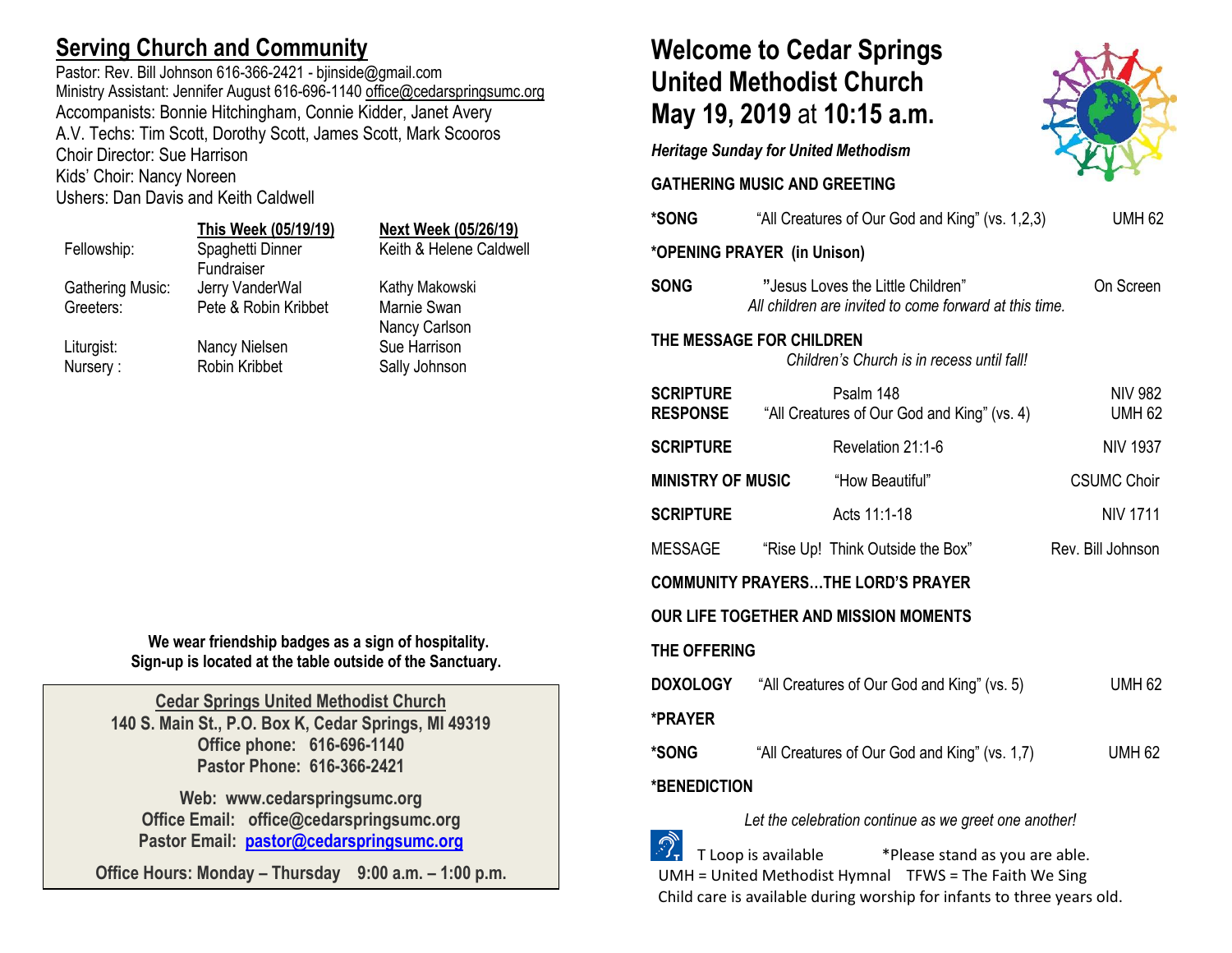## Serving Church and Community

Pastor: Rev. Bill Johnson 616-366-2421 - bjinside@gmail.com
Ministry Assistant: Jennifer August 616-696-1140 office@cedarspringsumc.org
Accompanists: Bonnie Hitchingham, Connie Kidder, Janet Avery
A.V. Techs: Tim Scott, Dorothy Scott, James Scott, Mark Scooros
Choir Director: Sue Harrison
Kids' Choir: Nancy Noreen
Ushers: Dan Davis and Keith Caldwell

| | This Week (05/19/19) | Next Week (05/26/19) |
|---|---|---|
| Fellowship: | Spaghetti Dinner Fundraiser | Keith & Helene Caldwell |
| Gathering Music: | Jerry VanderWal | Kathy Makowski |
| Greeters: | Pete & Robin Kribbet | Marnie Swan<br>Nancy Carlson |
| Liturgist: | Nancy Nielsen | Sue Harrison |
| Nursery : | Robin Kribbet | Sally Johnson |

**We wear friendship badges as a sign of hospitality.**
**Sign-up is located at the table outside of the Sanctuary.**

**Cedar Springs United Methodist Church**
**140 S. Main St., P.O. Box K, Cedar Springs, MI 49319**
**Office phone: 616-696-1140**
**Pastor Phone: 616-366-2421**

**Web: www.cedarspringsumc.org**
**Office Email: office@cedarspringsumc.org**
**Pastor Email: pastor@cedarspringsumc.org**

**Office Hours: Monday – Thursday 9:00 a.m. – 1:00 p.m.**

# Welcome to Cedar Springs United Methodist Church May 19, 2019 at 10:15 a.m.

***Heritage Sunday for United Methodism***

**GATHERING MUSIC AND GREETING**

**\*SONG** "All Creatures of Our God and King" (vs. 1,2,3) UMH 62

**\*OPENING PRAYER (in Unison)**

**SONG** "Jesus Loves the Little Children" On Screen
*All children are invited to come forward at this time.*

**THE MESSAGE FOR CHILDREN**
*Children's Church is in recess until fall!*

**SCRIPTURE** Psalm 148 NIV 982
**RESPONSE** "All Creatures of Our God and King" (vs. 4) UMH 62

**SCRIPTURE** Revelation 21:1-6 NIV 1937

**MINISTRY OF MUSIC** "How Beautiful" CSUMC Choir

**SCRIPTURE** Acts 11:1-18 NIV 1711

MESSAGE "Rise Up! Think Outside the Box" Rev. Bill Johnson

**COMMUNITY PRAYERS…THE LORD'S PRAYER**

**OUR LIFE TOGETHER AND MISSION MOMENTS**

**THE OFFERING**

**DOXOLOGY** "All Creatures of Our God and King" (vs. 5) UMH 62

**\*PRAYER**

**\*SONG** "All Creatures of Our God and King" (vs. 1,7) UMH 62

**\*BENEDICTION**

*Let the celebration continue as we greet one another!*

T Loop is available *Please stand as you are able.
UMH = United Methodist Hymnal TFWS = The Faith We Sing
Child care is available during worship for infants to three years old.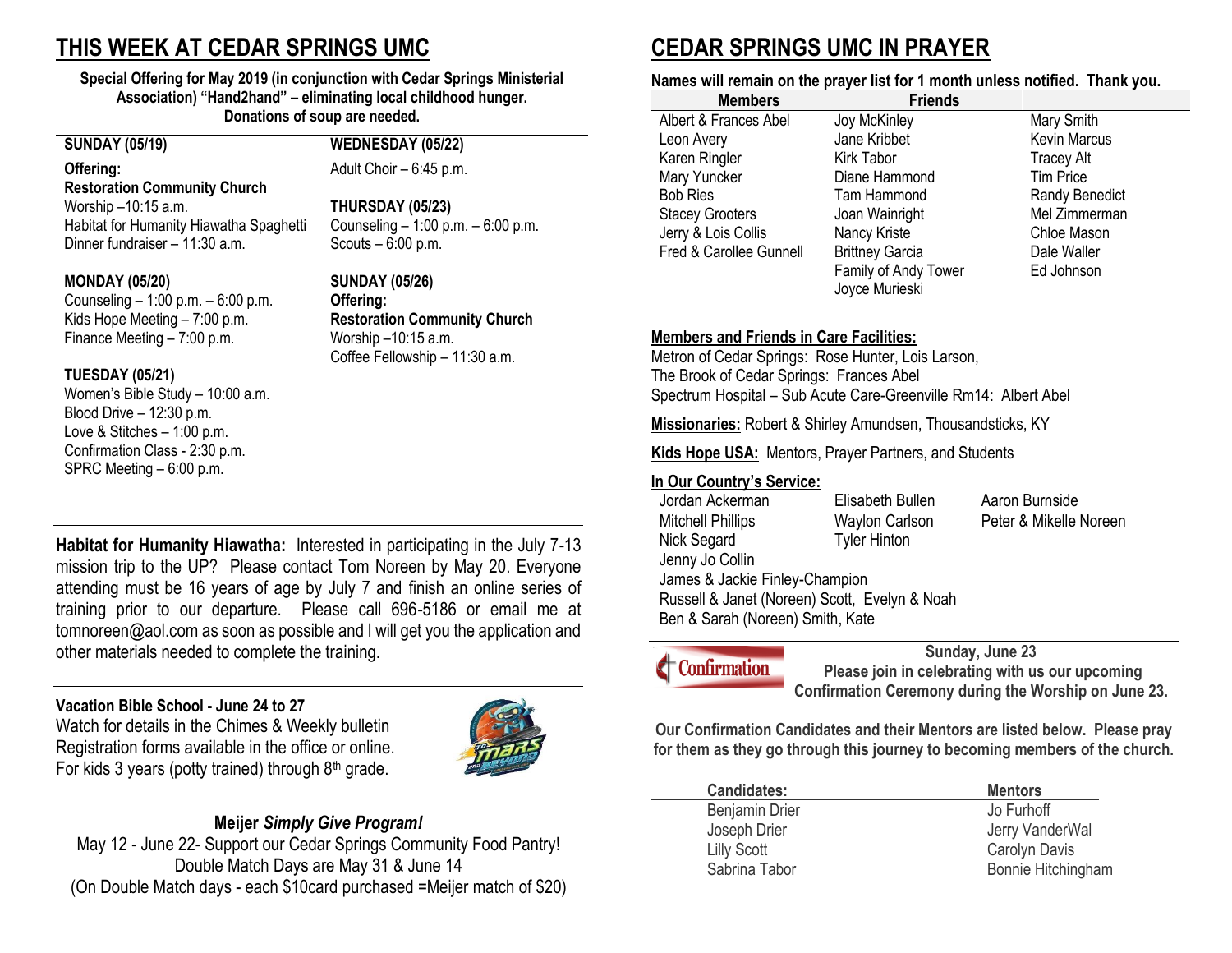# THIS WEEK AT CEDAR SPRINGS UMC

**Special Offering for May 2019 (in conjunction with Cedar Springs Ministerial Association) "Hand2hand" – eliminating local childhood hunger. Donations of soup are needed.**

**SUNDAY (05/19)**
**Offering:**
**Restoration Community Church**
Worship –10:15 a.m.
Habitat for Humanity Hiawatha Spaghetti Dinner fundraiser – 11:30 a.m.

**MONDAY (05/20)**
Counseling – 1:00 p.m. – 6:00 p.m.
Kids Hope Meeting – 7:00 p.m.
Finance Meeting – 7:00 p.m.

**TUESDAY (05/21)**
Women's Bible Study – 10:00 a.m.
Blood Drive – 12:30 p.m.
Love & Stitches – 1:00 p.m.
Confirmation Class - 2:30 p.m.
SPRC Meeting – 6:00 p.m.

**WEDNESDAY (05/22)**
Adult Choir – 6:45 p.m.

**THURSDAY (05/23)**
Counseling – 1:00 p.m. – 6:00 p.m.
Scouts – 6:00 p.m.

**SUNDAY (05/26)**
**Offering:**
**Restoration Community Church**
Worship –10:15 a.m.
Coffee Fellowship – 11:30 a.m.

---

**Habitat for Humanity Hiawatha:** Interested in participating in the July 7-13 mission trip to the UP? Please contact Tom Noreen by May 20. Everyone attending must be 16 years of age by July 7 and finish an online series of training prior to our departure. Please call 696-5186 or email me at tomnoreen@aol.com as soon as possible and I will get you the application and other materials needed to complete the training.

---

**Vacation Bible School - June 24 to 27**
Watch for details in the Chimes & Weekly bulletin
Registration forms available in the office or online.
For kids 3 years (potty trained) through 8th grade.

---

**Meijer *Simply Give Program!***
May 12 - June 22- Support our Cedar Springs Community Food Pantry!
Double Match Days are May 31 & June 14
(On Double Match days - each $10card purchased =Meijer match of $20)

# CEDAR SPRINGS UMC IN PRAYER

**Names will remain on the prayer list for 1 month unless notified. Thank you.**

| Members | Friends | |
|---|---|---|
| Albert & Frances Abel | Joy McKinley | Mary Smith |
| Leon Avery | Jane Kribbet | Kevin Marcus |
| Karen Ringler | Kirk Tabor | Tracey Alt |
| Mary Yuncker | Diane Hammond | Tim Price |
| Bob Ries | Tam Hammond | Randy Benedict |
| Stacey Grooters | Joan Wainright | Mel Zimmerman |
| Jerry & Lois Collis | Nancy Kriste | Chloe Mason |
| Fred & Carollee Gunnell | Brittney Garcia | Dale Waller |
| | Family of Andy Tower | Ed Johnson |
| | Joyce Murieski | |

**Members and Friends in Care Facilities:**
Metron of Cedar Springs: Rose Hunter, Lois Larson,
The Brook of Cedar Springs: Frances Abel
Spectrum Hospital – Sub Acute Care-Greenville Rm14: Albert Abel

**Missionaries:** Robert & Shirley Amundsen, Thousandsticks, KY

**Kids Hope USA:** Mentors, Prayer Partners, and Students

**In Our Country's Service:**
Jordan Ackerman
Elisabeth Bullen
Aaron Burnside
Mitchell Phillips
Waylon Carlson
Peter & Mikelle Noreen
Nick Segard
Tyler Hinton
Jenny Jo Collin
James & Jackie Finley-Champion
Russell & Janet (Noreen) Scott, Evelyn & Noah
Ben & Sarah (Noreen) Smith, Kate

---

Confirmation

**Sunday, June 23**
**Please join in celebrating with us our upcoming Confirmation Ceremony during the Worship on June 23.**

**Our Confirmation Candidates and their Mentors are listed below. Please pray for them as they go through this journey to becoming members of the church.**

| Candidates: | Mentors |
|---|---|
| Benjamin Drier | Jo Furhoff |
| Joseph Drier | Jerry VanderWal |
| Lilly Scott | Carolyn Davis |
| Sabrina Tabor | Bonnie Hitchingham |